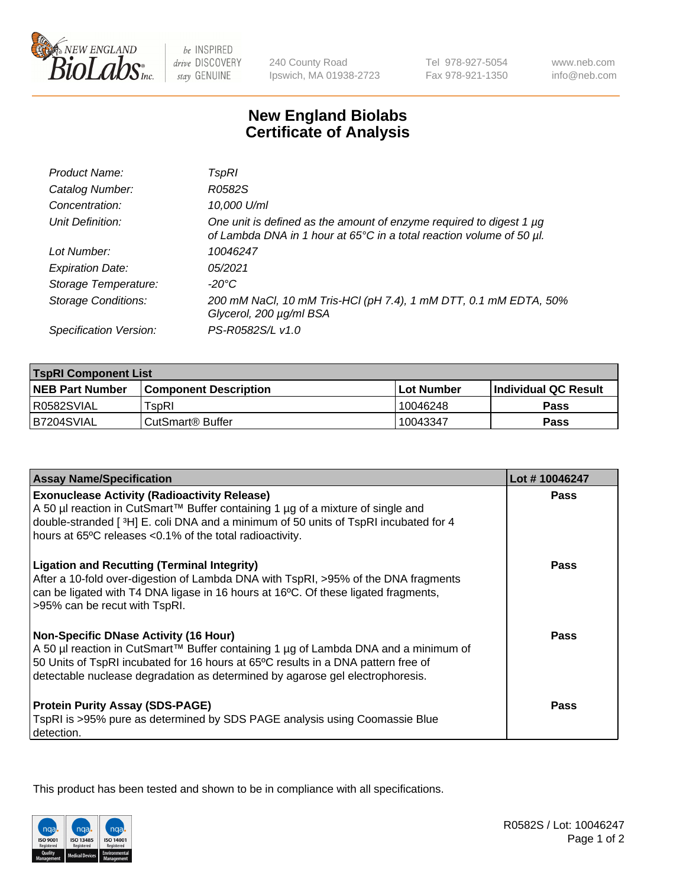# New England Biolabs Certificate of Analysis

| | |
|---|---|
| *Product Name:* | *TspRI* |
| *Catalog Number:* | *R0582S* |
| *Concentration:* | *10,000 U/ml* |
| *Unit Definition:* | *One unit is defined as the amount of enzyme required to digest 1 µg of Lambda DNA in 1 hour at 65°C in a total reaction volume of 50 µl.* |
| *Lot Number:* | *10046247* |
| *Expiration Date:* | *05/2021* |
| *Storage Temperature:* | *-20°C* |
| *Storage Conditions:* | *200 mM NaCl, 10 mM Tris-HCl (pH 7.4), 1 mM DTT, 0.1 mM EDTA, 50% Glycerol, 200 µg/ml BSA* |
| *Specification Version:* | *PS-R0582S/L v1.0* |

| **TspRI Component List** | | | |
|---|---|---|---|
| **NEB Part Number** | **Component Description** | **Lot Number** | **Individual QC Result** |
| R0582SVIAL | TspRI | 10046248 | **Pass** |
| B7204SVIAL | CutSmart® Buffer | 10043347 | **Pass** |

| **Assay Name/Specification** | **Lot # 10046247** |
|---|---|
| **Exonuclease Activity (Radioactivity Release)** A 50 µl reaction in CutSmart™ Buffer containing 1 µg of a mixture of single and double-stranded [ $^3$H] E. coli DNA and a minimum of 50 units of TspRI incubated for 4 hours at 65ºC releases <0.1% of the total radioactivity. | **Pass** |
| **Ligation and Recutting (Terminal Integrity)** After a 10-fold over-digestion of Lambda DNA with TspRI, >95% of the DNA fragments can be ligated with T4 DNA ligase in 16 hours at 16ºC. Of these ligated fragments, >95% can be recut with TspRI. | **Pass** |
| **Non-Specific DNase Activity (16 Hour)** A 50 µl reaction in CutSmart™ Buffer containing 1 µg of Lambda DNA and a minimum of 50 Units of TspRI incubated for 16 hours at 65ºC results in a DNA pattern free of detectable nuclease degradation as determined by agarose gel electrophoresis. | **Pass** |
| **Protein Purity Assay (SDS-PAGE)** TspRI is >95% pure as determined by SDS PAGE analysis using Coomassie Blue detection. | **Pass** |

This product has been tested and shown to be in compliance with all specifications.

R0582S / Lot: 10046247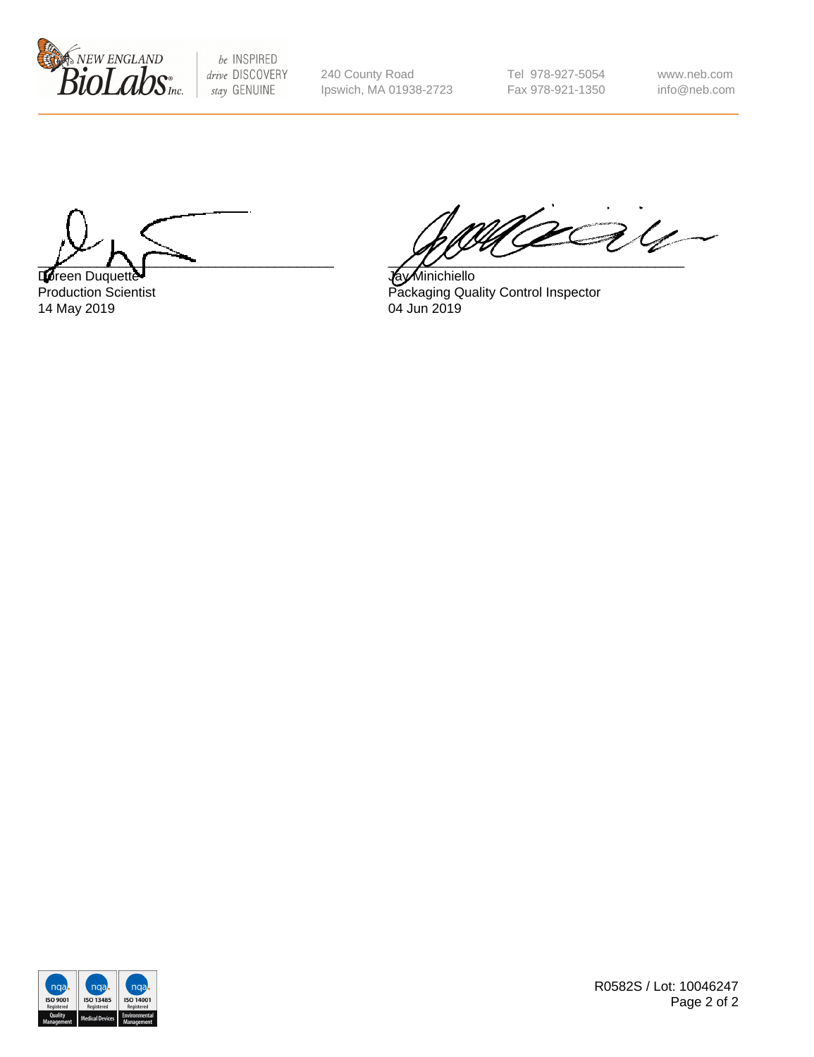Doreen Duquette
Production Scientist
14 May 2019

Jay Minichiello
Packaging Quality Control Inspector
04 Jun 2019

R0582S / Lot: 10046247